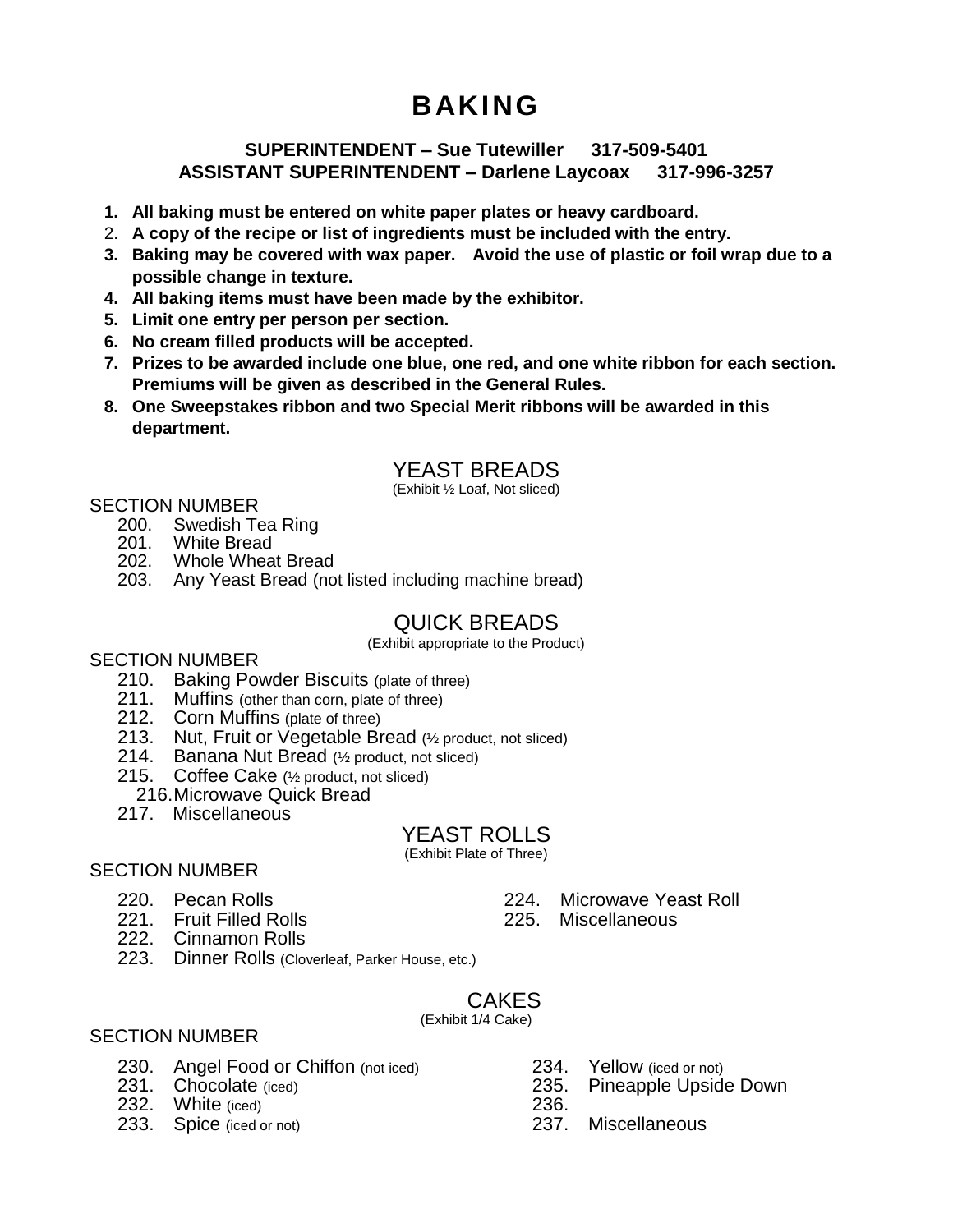# BAKING

**SUPERINTENDENT – Sue Tutewiller 317-509-5401**
**ASSISTANT SUPERINTENDENT – Darlene Laycoax 317-996-3257**

1. **All baking must be entered on white paper plates or heavy cardboard.**
2. **A copy of the recipe or list of ingredients must be included with the entry.**
3. **Baking may be covered with wax paper. Avoid the use of plastic or foil wrap due to a possible change in texture.**
4. **All baking items must have been made by the exhibitor.**
5. **Limit one entry per person per section.**
6. **No cream filled products will be accepted.**
7. **Prizes to be awarded include one blue, one red, and one white ribbon for each section. Premiums will be given as described in the General Rules.**
8. **One Sweepstakes ribbon and two Special Merit ribbons will be awarded in this department.**

## YEAST BREADS

(Exhibit ½ Loaf, Not sliced)

SECTION NUMBER

200. Swedish Tea Ring
201. White Bread
202. Whole Wheat Bread
203. Any Yeast Bread (not listed including machine bread)

## QUICK BREADS

(Exhibit appropriate to the Product)

SECTION NUMBER

210. Baking Powder Biscuits (plate of three)
211. Muffins (other than corn, plate of three)
212. Corn Muffins (plate of three)
213. Nut, Fruit or Vegetable Bread (½ product, not sliced)
214. Banana Nut Bread (½ product, not sliced)
215. Coffee Cake (½ product, not sliced)
216. Microwave Quick Bread
217. Miscellaneous

## YEAST ROLLS

(Exhibit Plate of Three)

SECTION NUMBER

220. Pecan Rolls
221. Fruit Filled Rolls
222. Cinnamon Rolls
223. Dinner Rolls (Cloverleaf, Parker House, etc.)
224. Microwave Yeast Roll
225. Miscellaneous

## CAKES

(Exhibit 1/4 Cake)

SECTION NUMBER

230. Angel Food or Chiffon (not iced)
231. Chocolate (iced)
232. White (iced)
233. Spice (iced or not)
234. Yellow (iced or not)
235. Pineapple Upside Down
236.
237. Miscellaneous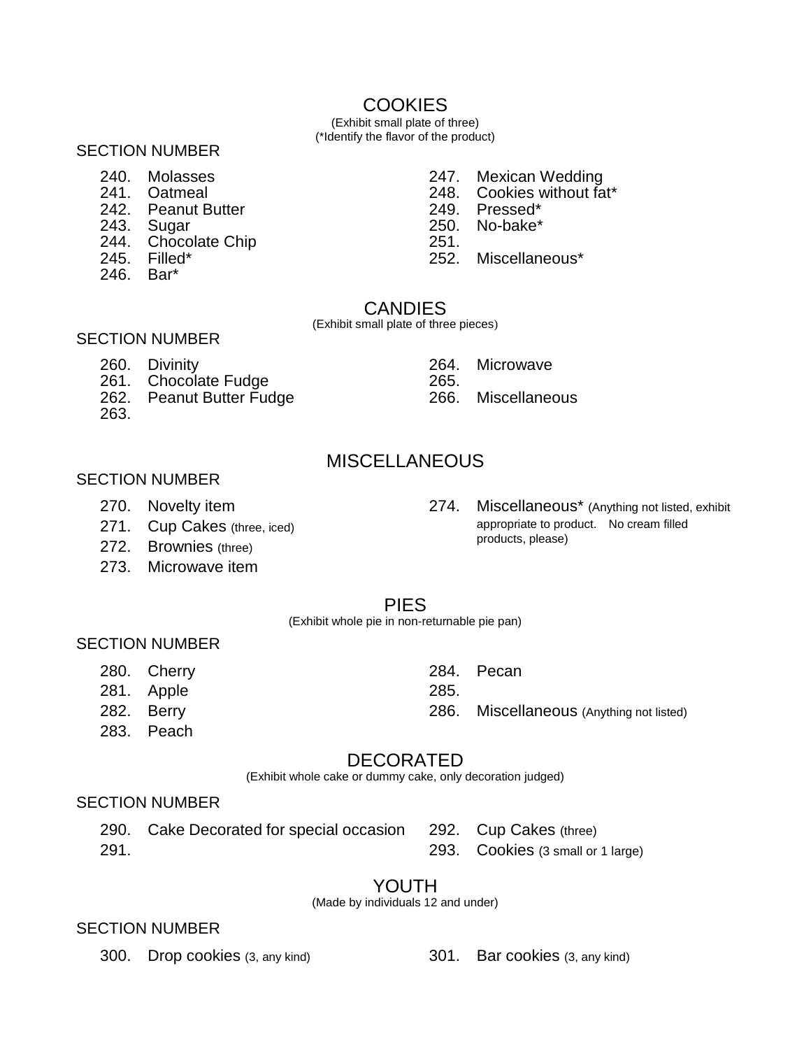## COOKIES

(Exhibit small plate of three)
(*Identify the flavor of the product)

SECTION NUMBER

240. Molasses
241. Oatmeal
242. Peanut Butter
243. Sugar
244. Chocolate Chip
245. Filled*
246. Bar*
247. Mexican Wedding
248. Cookies without fat*
249. Pressed*
250. No-bake*
251.
252. Miscellaneous*

## CANDIES

(Exhibit small plate of three pieces)

SECTION NUMBER

260. Divinity
261. Chocolate Fudge
262. Peanut Butter Fudge
263.
264. Microwave
265.
266. Miscellaneous

## MISCELLANEOUS

SECTION NUMBER

270. Novelty item
271. Cup Cakes (three, iced)
272. Brownies (three)
273. Microwave item
274. Miscellaneous* (Anything not listed, exhibit appropriate to product. No cream filled products, please)

## PIES

(Exhibit whole pie in non-returnable pie pan)

SECTION NUMBER

280. Cherry
281. Apple
282. Berry
283. Peach
284. Pecan
285.
286. Miscellaneous (Anything not listed)

## DECORATED

(Exhibit whole cake or dummy cake, only decoration judged)

SECTION NUMBER

290. Cake Decorated for special occasion
291.
292. Cup Cakes (three)
293. Cookies (3 small or 1 large)

## YOUTH

(Made by individuals 12 and under)

SECTION NUMBER

300. Drop cookies (3, any kind)
301. Bar cookies (3, any kind)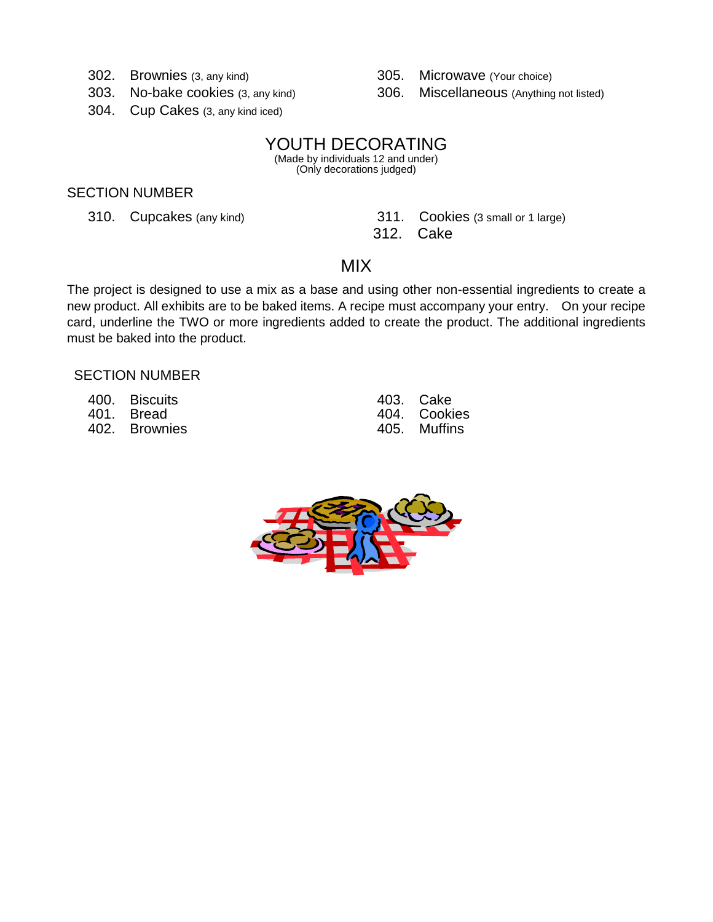302. Brownies (3, any kind)
303. No-bake cookies (3, any kind)
304. Cup Cakes (3, any kind iced)
305. Microwave (Your choice)
306. Miscellaneous (Anything not listed)

## YOUTH DECORATING

(Made by individuals 12 and under)
(Only decorations judged)

SECTION NUMBER

310. Cupcakes (any kind)
311. Cookies (3 small or 1 large)
312. Cake

## MIX

The project is designed to use a mix as a base and using other non-essential ingredients to create a new product. All exhibits are to be baked items. A recipe must accompany your entry. On your recipe card, underline the TWO or more ingredients added to create the product. The additional ingredients must be baked into the product.

SECTION NUMBER

400. Biscuits
401. Bread
402. Brownies
403. Cake
404. Cookies
405. Muffins